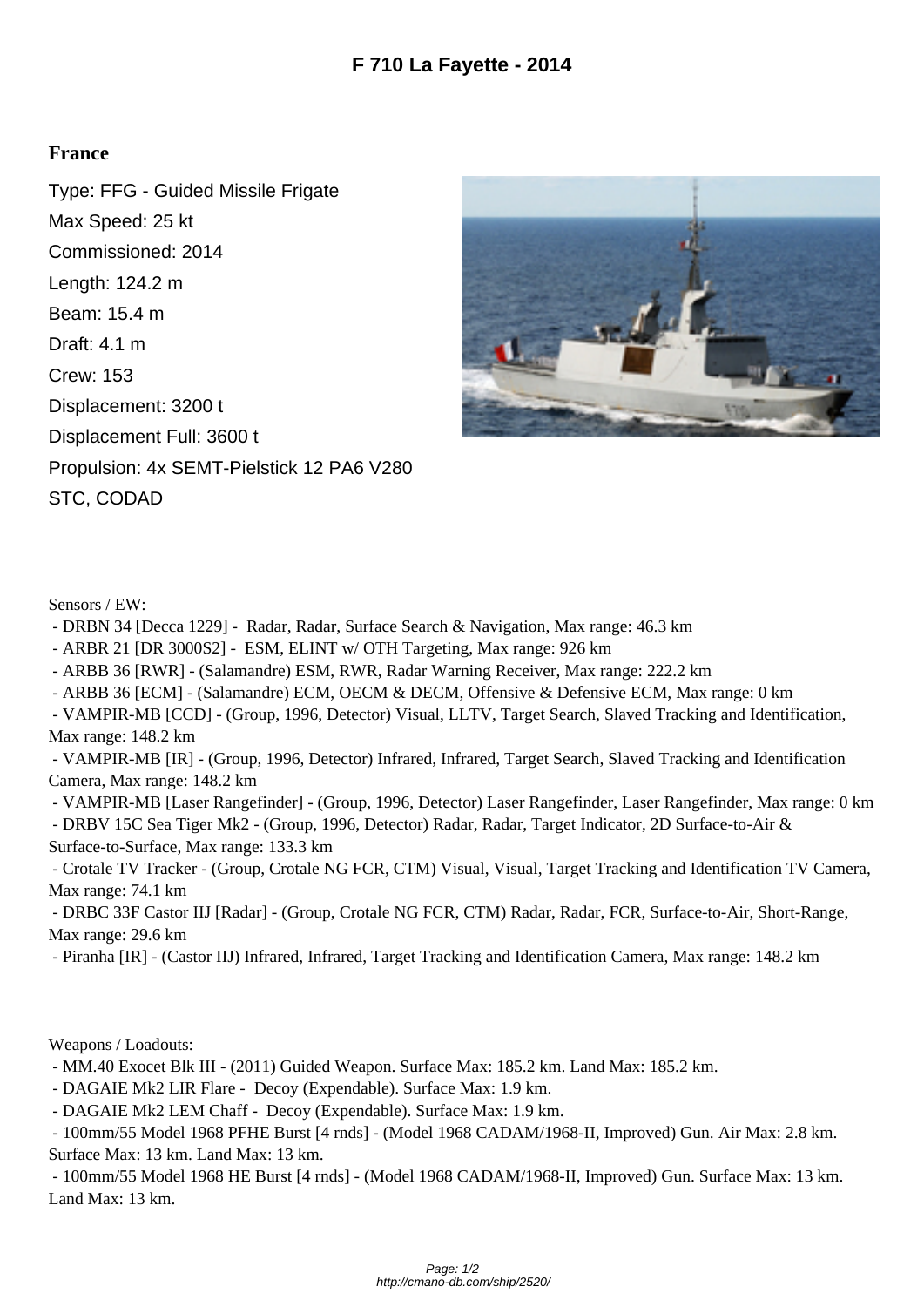# F 710 La Fayette - 2014

## France

Type: FFG - Guided Missile Frigate

Max Speed: 25 kt

Commissioned: 2014

Length: 124.2 m

Beam: 15.4 m

Draft: 4.1 m

Crew: 153

Displacement: 3200 t

Displacement Full: 3600 t

Propulsion: 4x SEMT-Pielstick 12 PA6 V280 STC, CODAD

Sensors / EW:

- DRBN 34 [Decca 1229] - Radar, Radar, Surface Search & Navigation, Max range: 46.3 km
- ARBR 21 [DR 3000S2] - ESM, ELINT w/ OTH Targeting, Max range: 926 km
- ARBB 36 [RWR] - (Salamandre) ESM, RWR, Radar Warning Receiver, Max range: 222.2 km
- ARBB 36 [ECM] - (Salamandre) ECM, OECM & DECM, Offensive & Defensive ECM, Max range: 0 km
- VAMPIR-MB [CCD] - (Group, 1996, Detector) Visual, LLTV, Target Search, Slaved Tracking and Identification, Max range: 148.2 km
- VAMPIR-MB [IR] - (Group, 1996, Detector) Infrared, Infrared, Target Search, Slaved Tracking and Identification Camera, Max range: 148.2 km
- VAMPIR-MB [Laser Rangefinder] - (Group, 1996, Detector) Laser Rangefinder, Laser Rangefinder, Max range: 0 km
- DRBV 15C Sea Tiger Mk2 - (Group, 1996, Detector) Radar, Radar, Target Indicator, 2D Surface-to-Air & Surface-to-Surface, Max range: 133.3 km
- Crotale TV Tracker - (Group, Crotale NG FCR, CTM) Visual, Visual, Target Tracking and Identification TV Camera, Max range: 74.1 km
- DRBC 33F Castor IIJ [Radar] - (Group, Crotale NG FCR, CTM) Radar, Radar, FCR, Surface-to-Air, Short-Range, Max range: 29.6 km
- Piranha [IR] - (Castor IIJ) Infrared, Infrared, Target Tracking and Identification Camera, Max range: 148.2 km

---

Weapons / Loadouts:

- MM.40 Exocet Blk III - (2011) Guided Weapon. Surface Max: 185.2 km. Land Max: 185.2 km.
- DAGAIE Mk2 LIR Flare - Decoy (Expendable). Surface Max: 1.9 km.
- DAGAIE Mk2 LEM Chaff - Decoy (Expendable). Surface Max: 1.9 km.
- 100mm/55 Model 1968 PFHE Burst [4 rnds] - (Model 1968 CADAM/1968-II, Improved) Gun. Air Max: 2.8 km. Surface Max: 13 km. Land Max: 13 km.
- 100mm/55 Model 1968 HE Burst [4 rnds] - (Model 1968 CADAM/1968-II, Improved) Gun. Surface Max: 13 km. Land Max: 13 km.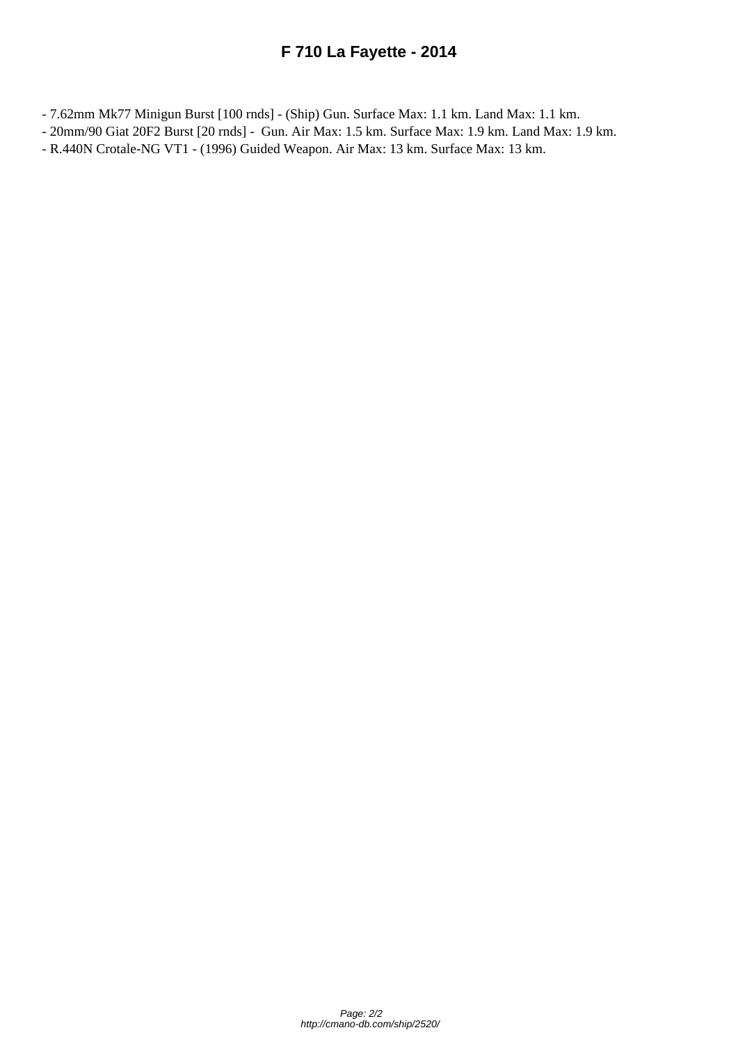- 7.62mm Mk77 Minigun Burst [100 rnds] - (Ship) Gun. Surface Max: 1.1 km. Land Max: 1.1 km.
- 20mm/90 Giat 20F2 Burst [20 rnds] - Gun. Air Max: 1.5 km. Surface Max: 1.9 km. Land Max: 1.9 km.
- R.440N Crotale-NG VT1 - (1996) Guided Weapon. Air Max: 13 km. Surface Max: 13 km.